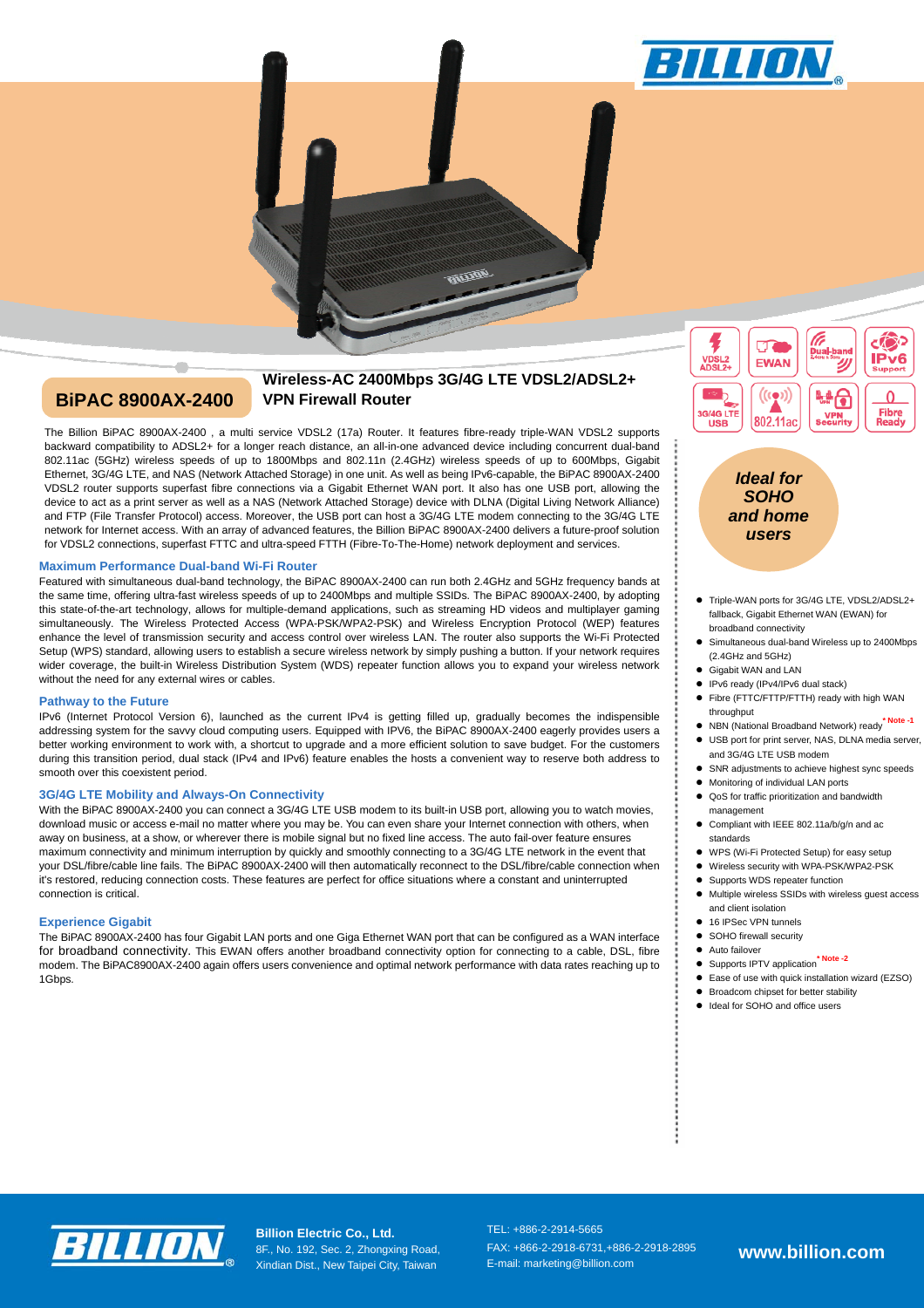# BiPAC 8900AX-2400

## Wireless-AC 2400Mbps 3G/4G LTE VDSL2/ADSL2+ VPN Firewall Router

The Billion BiPAC 8900AX-2400 , a multi service VDSL2 (17a) Router. It features fibre-ready triple-WAN VDSL2 supports backward compatibility to ADSL2+ for a longer reach distance, an all-in-one advanced device including concurrent dual-band 802.11ac (5GHz) wireless speeds of up to 1800Mbps and 802.11n (2.4GHz) wireless speeds of up to 600Mbps, Gigabit Ethernet, 3G/4G LTE, and NAS (Network Attached Storage) in one unit. As well as being IPv6-capable, the BiPAC 8900AX-2400 VDSL2 router supports superfast fibre connections via a Gigabit Ethernet WAN port. It also has one USB port, allowing the device to act as a print server as well as a NAS (Network Attached Storage) device with DLNA (Digital Living Network Alliance) and FTP (File Transfer Protocol) access. Moreover, the USB port can host a 3G/4G LTE modem connecting to the 3G/4G LTE network for Internet access. With an array of advanced features, the Billion BiPAC 8900AX-2400 delivers a future-proof solution for VDSL2 connections, superfast FTTC and ultra-speed FTTH (Fibre-To-The-Home) network deployment and services.

### Maximum Performance Dual-band Wi-Fi Router

Featured with simultaneous dual-band technology, the BiPAC 8900AX-2400 can run both 2.4GHz and 5GHz frequency bands at the same time, offering ultra-fast wireless speeds of up to 2400Mbps and multiple SSIDs. The BiPAC 8900AX-2400, by adopting this state-of-the-art technology, allows for multiple-demand applications, such as streaming HD videos and multiplayer gaming simultaneously. The Wireless Protected Access (WPA-PSK/WPA2-PSK) and Wireless Encryption Protocol (WEP) features enhance the level of transmission security and access control over wireless LAN. The router also supports the Wi-Fi Protected Setup (WPS) standard, allowing users to establish a secure wireless network by simply pushing a button. If your network requires wider coverage, the built-in Wireless Distribution System (WDS) repeater function allows you to expand your wireless network without the need for any external wires or cables.

### Pathway to the Future

IPv6 (Internet Protocol Version 6), launched as the current IPv4 is getting filled up, gradually becomes the indispensible addressing system for the savvy cloud computing users. Equipped with IPV6, the BiPAC 8900AX-2400 eagerly provides users a better working environment to work with, a shortcut to upgrade and a more efficient solution to save budget. For the customers during this transition period, dual stack (IPv4 and IPv6) feature enables the hosts a convenient way to reserve both address to smooth over this coexistent period.

### 3G/4G LTE Mobility and Always-On Connectivity

With the BiPAC 8900AX-2400 you can connect a 3G/4G LTE USB modem to its built-in USB port, allowing you to watch movies, download music or access e-mail no matter where you may be. You can even share your Internet connection with others, when away on business, at a show, or wherever there is mobile signal but no fixed line access. The auto fail-over feature ensures maximum connectivity and minimum interruption by quickly and smoothly connecting to a 3G/4G LTE network in the event that your DSL/fibre/cable line fails. The BiPAC 8900AX-2400 will then automatically reconnect to the DSL/fibre/cable connection when it's restored, reducing connection costs. These features are perfect for office situations where a constant and uninterrupted connection is critical.

### Experience Gigabit

The BiPAC 8900AX-2400 has four Gigabit LAN ports and one Giga Ethernet WAN port that can be configured as a WAN interface for broadband connectivity. This EWAN offers another broadband connectivity option for connecting to a cable, DSL, fibre modem. The BiPAC8900AX-2400 again offers users convenience and optimal network performance with data rates reaching up to 1Gbps.

VDSL2 ADSL2+ | EWAN | Dual-band | IPv6 Support | 3G/4G LTE USB | 802.11ac | VPN Security | Fibre Ready

***Ideal for SOHO and home users***

- Triple-WAN ports for 3G/4G LTE, VDSL2/ADSL2+ fallback, Gigabit Ethernet WAN (EWAN) for broadband connectivity
- Simultaneous dual-band Wireless up to 2400Mbps (2.4GHz and 5GHz)
- Gigabit WAN and LAN
- IPv6 ready (IPv4/IPv6 dual stack)
- Fibre (FTTC/FTTP/FTTH) ready with high WAN throughput
- NBN (National Broadband Network) ready * Note -1
- USB port for print server, NAS, DLNA media server, and 3G/4G LTE USB modem
- SNR adjustments to achieve highest sync speeds
- Monitoring of individual LAN ports
- QoS for traffic prioritization and bandwidth management
- Compliant with IEEE 802.11a/b/g/n and ac standards
- WPS (Wi-Fi Protected Setup) for easy setup
- Wireless security with WPA-PSK/WPA2-PSK
- Supports WDS repeater function
- Multiple wireless SSIDs with wireless guest access and client isolation
- 16 IPSec VPN tunnels
- SOHO firewall security
- Auto failover
- Supports IPTV application * Note -2
- Ease of use with quick installation wizard (EZSO)
- Broadcom chipset for better stability
- Ideal for SOHO and office users

**Billion Electric Co., Ltd.**
8F., No. 192, Sec. 2, Zhongxing Road, Xindian Dist., New Taipei City, Taiwan

TEL: +886-2-2914-5665
FAX: +886-2-2918-6731,+886-2-2918-2895
E-mail: marketing@billion.com

**www.billion.com**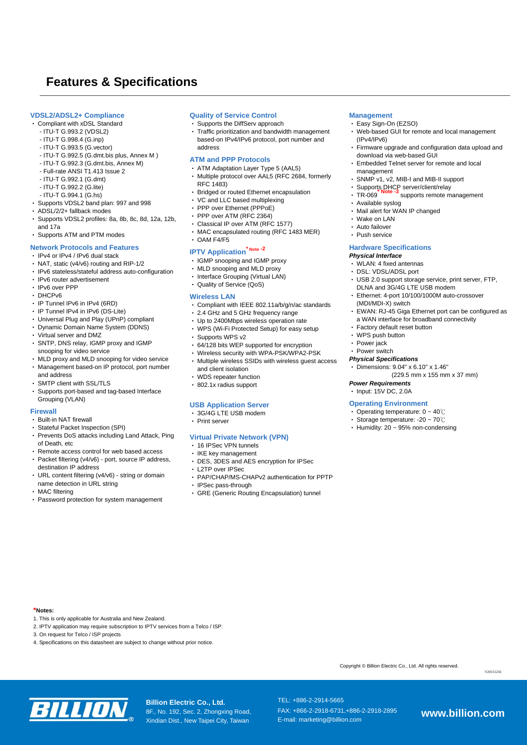# Features & Specifications

### VDSL2/ADSL2+ Compliance

- Compliant with xDSL Standard
  - ITU-T G.993.2 (VDSL2)
  - ITU-T G.998.4 (G.inp)
  - ITU-T G.993.5 (G.vector)
  - ITU-T G.992.5 (G.dmt.bis plus, Annex M )
  - ITU-T G.992.3 (G.dmt.bis, Annex M)
  - Full-rate ANSI T1.413 Issue 2
  - ITU-T G.992.1 (G.dmt)
  - ITU-T G.992.2 (G.lite)
  - ITU-T G.994.1 (G.hs)
- Supports VDSL2 band plan: 997 and 998
- ADSL/2/2+ fallback modes
- Supports VDSL2 profiles: 8a, 8b, 8c, 8d, 12a, 12b, and 17a
- Supports ATM and PTM modes

### Network Protocols and Features

- IPv4 or IPv4 / IPv6 dual stack
- NAT, static (v4/v6) routing and RIP-1/2
- IPv6 stateless/stateful address auto-configuration
- IPv6 router advertisement
- IPv6 over PPP
- DHCPv6
- IP Tunnel IPv6 in IPv4 (6RD)
- IP Tunnel IPv4 in IPv6 (DS-Lite)
- Universal Plug and Play (UPnP) compliant
- Dynamic Domain Name System (DDNS)
- Virtual server and DMZ
- SNTP, DNS relay, IGMP proxy and IGMP snooping for video service
- MLD proxy and MLD snooping for video service
- Management based-on IP protocol, port number and address
- SMTP client with SSL/TLS
- Supports port-based and tag-based Interface Grouping (VLAN)

### Firewall

- Built-in NAT firewall
- Stateful Packet Inspection (SPI)
- Prevents DoS attacks including Land Attack, Ping of Death, etc
- Remote access control for web based access
- Packet filtering (v4/v6) - port, source IP address, destination IP address
- URL content filtering (v4/v6) - string or domain name detection in URL string
- MAC filtering
- Password protection for system management

### Quality of Service Control

- Supports the DiffServ approach
- Traffic prioritization and bandwidth management based-on IPv4/IPv6 protocol, port number and address

### ATM and PPP Protocols

- ATM Adaptation Layer Type 5 (AAL5)
- Multiple protocol over AAL5 (RFC 2684, formerly RFC 1483)
- Bridged or routed Ethernet encapsulation
- VC and LLC based multiplexing
- PPP over Ethernet (PPPoE)
- PPP over ATM (RFC 2364)
- Classical IP over ATM (RFC 1577)
- MAC encapsulated routing (RFC 1483 MER)
- OAM F4/F5

### IPTV Application *Note -2

- IGMP snooping and IGMP proxy
- MLD snooping and MLD proxy
- Interface Grouping (Virtual LAN)
- Quality of Service (QoS)

### Wireless LAN

- Compliant with IEEE 802.11a/b/g/n/ac standards
- 2.4 GHz and 5 GHz frequency range
- Up to 2400Mbps wireless operation rate
- WPS (Wi-Fi Protected Setup) for easy setup
- Supports WPS v2
- 64/128 bits WEP supported for encryption
- Wireless security with WPA-PSK/WPA2-PSK
- Multiple wireless SSIDs with wireless guest access and client isolation
- WDS repeater function
- 802.1x radius support

### USB Application Server

- 3G/4G LTE USB modem
- Print server

### Virtual Private Network (VPN)

- 16 IPSec VPN tunnels
- IKE key management
- DES, 3DES and AES encryption for IPSec
- L2TP over IPSec
- PAP/CHAP/MS-CHAPv2 authentication for PPTP
- IPSec pass-through
- GRE (Generic Routing Encapsulation) tunnel

### Management

- Easy Sign-On (EZSO)
- Web-based GUI for remote and local management (IPv4/IPv6)
- Firmware upgrade and configuration data upload and download via web-based GUI
- Embedded Telnet server for remote and local management
- SNMP v1, v2, MIB-I and MIB-II support
- Supports DHCP server/client/relay
- TR-069 *Note -3 supports remote management
- Available syslog
- Mail alert for WAN IP changed
- Wake on LAN
- Auto failover
- Push service

### Hardware Specifications

***Physical Interface***

- WLAN: 4 fixed antennas
- DSL: VDSL/ADSL port
- USB 2.0 support storage service, print server, FTP, DLNA and 3G/4G LTE USB modem
- Ethernet: 4-port 10/100/1000M auto-crossover (MDI/MDI-X) switch
- EWAN: RJ-45 Giga Ethernet port can be configured as a WAN interface for broadband connectivity
- Factory default reset button
- WPS push button
- Power jack
- Power switch

***Physical Specifications***

- Dimensions: 9.04" x 6.10" x 1.46" (229.5 mm x 155 mm x 37 mm)

***Power Requirements***

- Input: 15V DC, 2.0A

### Operating Environment

- Operating temperature: 0 ~ 40℃
- Storage temperature: -20 ~ 70℃
- Humidity: 20 ~ 95% non-condensing

**\*Notes:**

1. This is only applicable for Australia and New Zealand.
2. IPTV application may require subscription to IPTV services from a Telco / ISP.
3. On request for Telco / ISP projects
4. Specifications on this datasheet are subject to change without prior notice.

Copyright © Billion Electric Co., Ltd. All rights reserved.

V20151216

**Billion Electric Co., Ltd.**
8F., No. 192, Sec. 2, Zhongxing Road,
Xindian Dist., New Taipei City, Taiwan

TEL: +886-2-2914-5665
FAX: +886-2-2918-6731,+886-2-2918-2895
E-mail: marketing@billion.com

**www.billion.com**